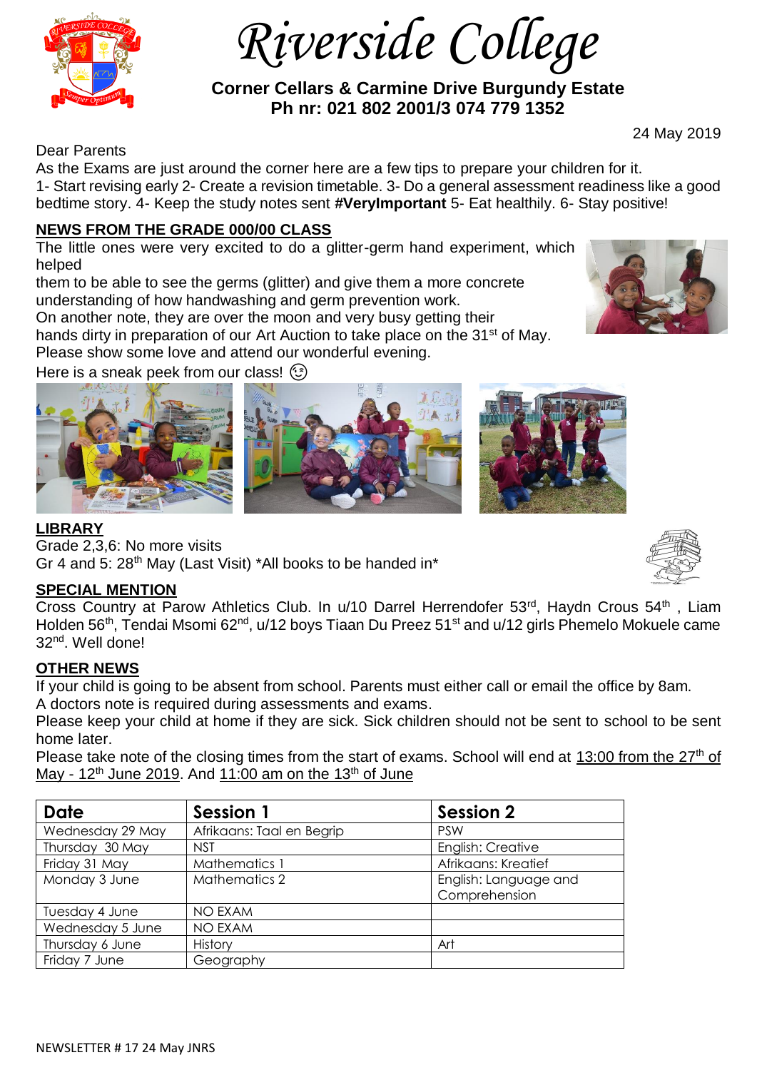# Riverside College

**Corner Cellars & Carmine Drive Burgundy Estate**
**Ph nr: 021 802 2001/3 074 779 1352**

24 May 2019

Dear Parents
As the Exams are just around the corner here are a few tips to prepare your children for it.
1- Start revising early 2- Create a revision timetable. 3- Do a general assessment readiness like a good bedtime story. 4- Keep the study notes sent **#VeryImportant** 5- Eat healthily. 6- Stay positive!

## NEWS FROM THE GRADE 000/00 CLASS

The little ones were very excited to do a glitter-germ hand experiment, which helped them to be able to see the germs (glitter) and give them a more concrete understanding of how handwashing and germ prevention work.
On another note, they are over the moon and very busy getting their hands dirty in preparation of our Art Auction to take place on the 31st of May. Please show some love and attend our wonderful evening.
Here is a sneak peek from our class! 😉

## LIBRARY

Grade 2,3,6: No more visits
Gr 4 and 5: 28th May (Last Visit) *All books to be handed in*

## SPECIAL MENTION

Cross Country at Parow Athletics Club. In u/10 Darrel Herrendofer 53rd, Haydn Crous 54th , Liam Holden 56th, Tendai Msomi 62nd, u/12 boys Tiaan Du Preez 51st and u/12 girls Phemelo Mokuele came 32nd. Well done!

## OTHER NEWS

If your child is going to be absent from school. Parents must either call or email the office by 8am.
A doctors note is required during assessments and exams.
Please keep your child at home if they are sick. Sick children should not be sent to school to be sent home later.
Please take note of the closing times from the start of exams. School will end at 13:00 from the 27th of May - 12th June 2019. And 11:00 am on the 13th of June

| Date | Session 1 | Session 2 |
|---|---|---|
| Wednesday 29 May | Afrikaans: Taal en Begrip | PSW |
| Thursday 30 May | NST | English: Creative |
| Friday 31 May | Mathematics 1 | Afrikaans: Kreatief |
| Monday 3 June | Mathematics 2 | English: Language and Comprehension |
| Tuesday 4 June | NO EXAM | |
| Wednesday 5 June | NO EXAM | |
| Thursday 6 June | History | Art |
| Friday 7 June | Geography | |

NEWSLETTER # 17 24 May JNRS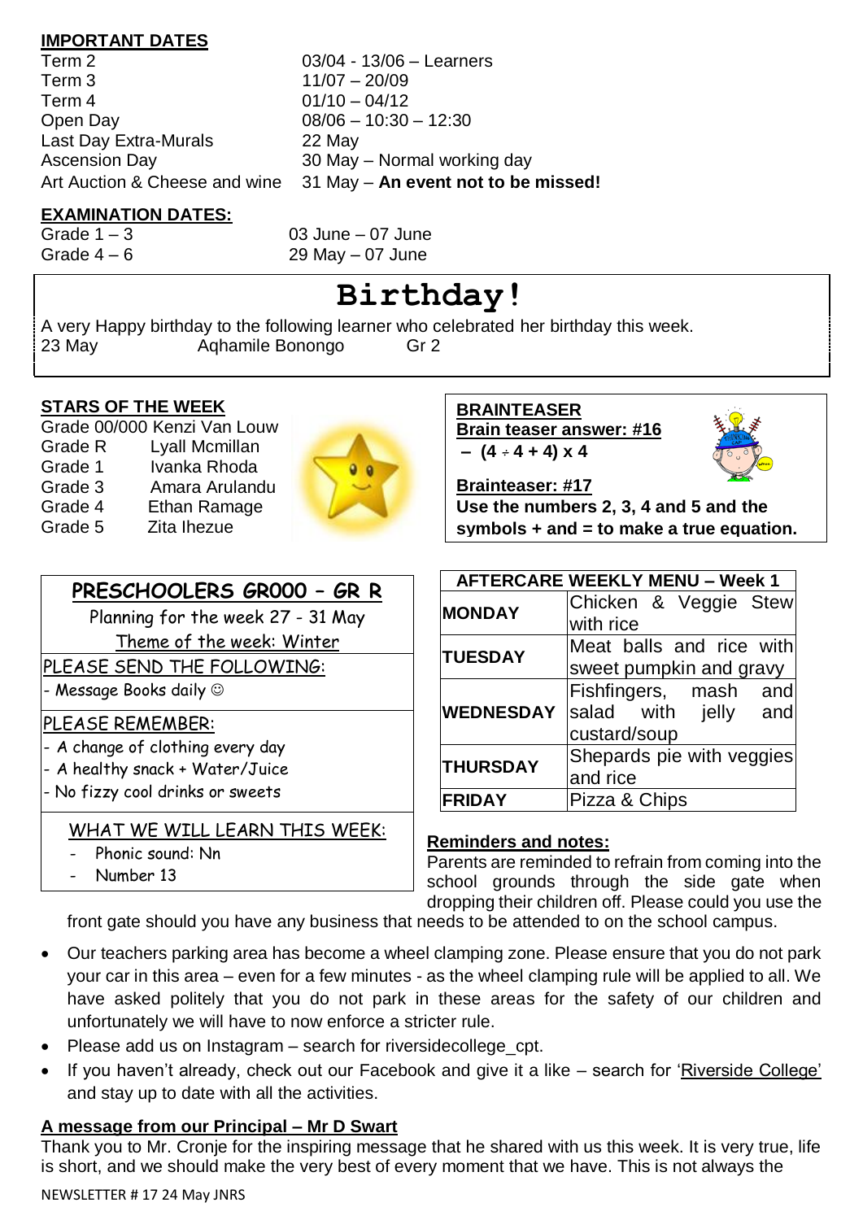## IMPORTANT DATES

| | |
|---|---|
| Term 2 | 03/04 - 13/06 – Learners |
| Term 3 | 11/07 – 20/09 |
| Term 4 | 01/10 – 04/12 |
| Open Day | 08/06 – 10:30 – 12:30 |
| Last Day Extra-Murals | 22 May |
| Ascension Day | 30 May – Normal working day |
| Art Auction & Cheese and wine | 31 May – **An event not to be missed!** |

## EXAMINATION DATES:

| | |
|---|---|
| Grade 1 – 3 | 03 June – 07 June |
| Grade 4 – 6 | 29 May – 07 June |

# Birthday!

A very Happy birthday to the following learner who celebrated her birthday this week.

23 May  Aqhamile Bonongo  Gr 2

## STARS OF THE WEEK

| | |
|---|---|
| Grade 00/000 | Kenzi Van Louw |
| Grade R | Lyall Mcmillan |
| Grade 1 | Ivanka Rhoda |
| Grade 3 | Amara Arulandu |
| Grade 4 | Ethan Ramage |
| Grade 5 | Zita Ihezue |

## BRAINTEASER

**Brain teaser answer: #16**

**– (4 ÷ 4 + 4) x 4**

**Brainteaser: #17**

**Use the numbers 2, 3, 4 and 5 and the symbols + and = to make a true equation.**

## PRESCHOOLERS GR000 – GR R

Planning for the week 27 - 31 May

Theme of the week: Winter

PLEASE SEND THE FOLLOWING:

- Message Books daily ☺

PLEASE REMEMBER:

- A change of clothing every day
- A healthy snack + Water/Juice
- No fizzy cool drinks or sweets

WHAT WE WILL LEARN THIS WEEK:

- Phonic sound: Nn
- Number 13

| AFTERCARE WEEKLY MENU – Week 1 | |
|---|---|
| **MONDAY** | Chicken & Veggie Stew with rice |
| **TUESDAY** | Meat balls and rice with sweet pumpkin and gravy |
| **WEDNESDAY** | Fishfingers, mash and salad with jelly and custard/soup |
| **THURSDAY** | Shepards pie with veggies and rice |
| **FRIDAY** | Pizza & Chips |

## Reminders and notes:

- Parents are reminded to refrain from coming into the school grounds through the side gate when dropping their children off. Please could you use the front gate should you have any business that needs to be attended to on the school campus.
- Our teachers parking area has become a wheel clamping zone. Please ensure that you do not park your car in this area – even for a few minutes - as the wheel clamping rule will be applied to all. We have asked politely that you do not park in these areas for the safety of our children and unfortunately we will have to now enforce a stricter rule.
- Please add us on Instagram – search for riversidecollege_cpt.
- If you haven't already, check out our Facebook and give it a like – search for 'Riverside College' and stay up to date with all the activities.

## A message from our Principal – Mr D Swart

Thank you to Mr. Cronje for the inspiring message that he shared with us this week. It is very true, life is short, and we should make the very best of every moment that we have. This is not always the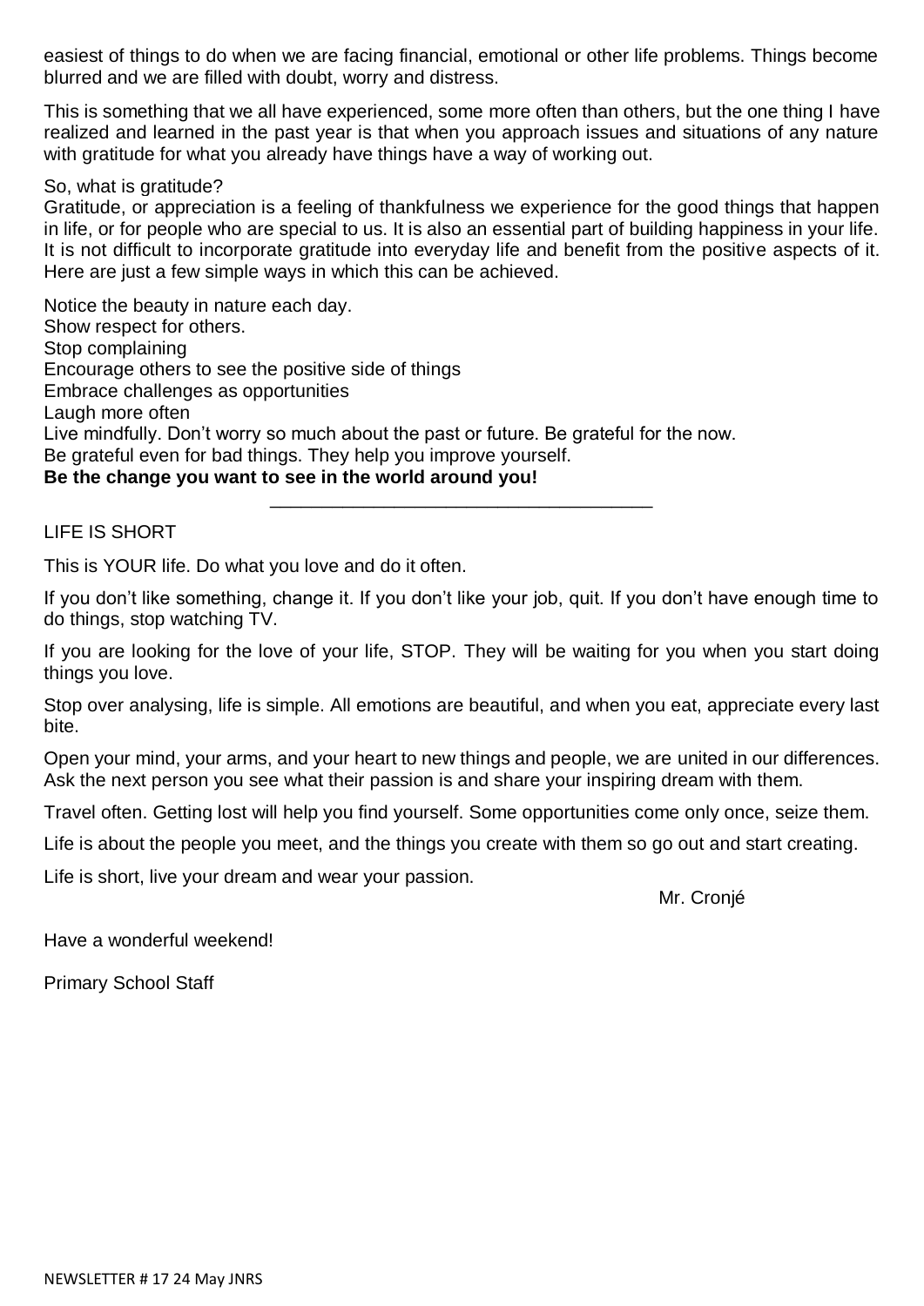easiest of things to do when we are facing financial, emotional or other life problems. Things become blurred and we are filled with doubt, worry and distress.

This is something that we all have experienced, some more often than others, but the one thing I have realized and learned in the past year is that when you approach issues and situations of any nature with gratitude for what you already have things have a way of working out.

So, what is gratitude?
Gratitude, or appreciation is a feeling of thankfulness we experience for the good things that happen in life, or for people who are special to us. It is also an essential part of building happiness in your life. It is not difficult to incorporate gratitude into everyday life and benefit from the positive aspects of it. Here are just a few simple ways in which this can be achieved.

Notice the beauty in nature each day.
Show respect for others.
Stop complaining
Encourage others to see the positive side of things
Embrace challenges as opportunities
Laugh more often
Live mindfully. Don't worry so much about the past or future. Be grateful for the now.
Be grateful even for bad things. They help you improve yourself.
**Be the change you want to see in the world around you!**

---

LIFE IS SHORT

This is YOUR life. Do what you love and do it often.

If you don't like something, change it. If you don't like your job, quit. If you don't have enough time to do things, stop watching TV.

If you are looking for the love of your life, STOP. They will be waiting for you when you start doing things you love.

Stop over analysing, life is simple. All emotions are beautiful, and when you eat, appreciate every last bite.

Open your mind, your arms, and your heart to new things and people, we are united in our differences. Ask the next person you see what their passion is and share your inspiring dream with them.

Travel often. Getting lost will help you find yourself. Some opportunities come only once, seize them.

Life is about the people you meet, and the things you create with them so go out and start creating.

Life is short, live your dream and wear your passion.

Mr. Cronjé

Have a wonderful weekend!

Primary School Staff